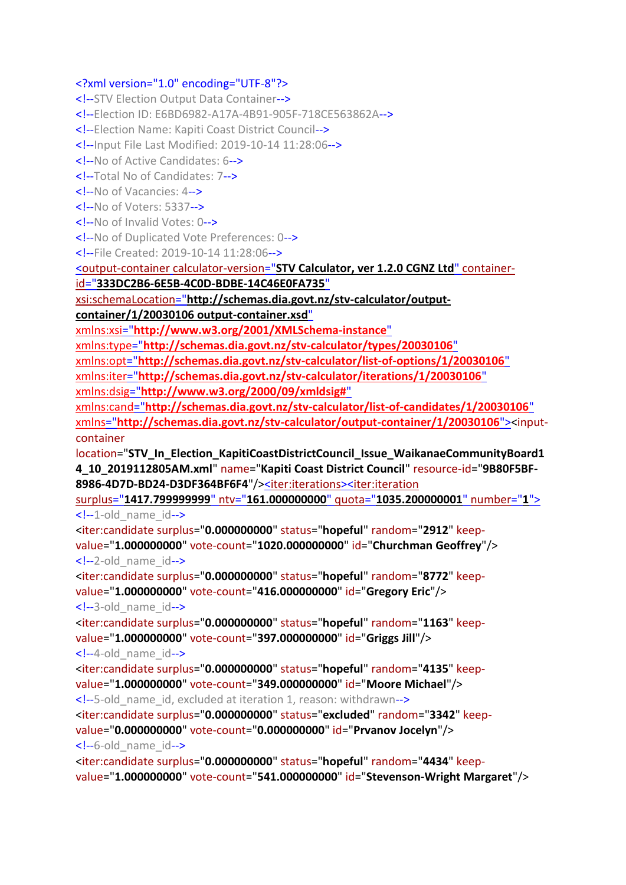```xml
<?xml version="1.0" encoding="UTF-8"?>
<!--STV Election Output Data Container-->
<!--Election ID: E6BD6982-A17A-4B91-905F-718CE563862A-->
<!--Election Name: Kapiti Coast District Council-->
<!--Input File Last Modified: 2019-10-14 11:28:06-->
<!--No of Active Candidates: 6-->
<!--Total No of Candidates: 7-->
<!--No of Vacancies: 4-->
<!--No of Voters: 5337-->
<!--No of Invalid Votes: 0-->
<!--No of Duplicated Vote Preferences: 0-->
<!--File Created: 2019-10-14 11:28:06-->
<output-container calculator-version="STV Calculator, ver 1.2.0 CGNZ Ltd" container-id="333DC2B6-6E5B-4C0D-BDBE-14C46E0FA735"
xsi:schemaLocation="http://schemas.dia.govt.nz/stv-calculator/output-container/1/20030106 output-container.xsd"
xmlns:xsi="http://www.w3.org/2001/XMLSchema-instance"
xmlns:type="http://schemas.dia.govt.nz/stv-calculator/types/20030106"
xmlns:opt="http://schemas.dia.govt.nz/stv-calculator/list-of-options/1/20030106"
xmlns:iter="http://schemas.dia.govt.nz/stv-calculator/iterations/1/20030106"
xmlns:dsig="http://www.w3.org/2000/09/xmldsig#"
xmlns:cand="http://schemas.dia.govt.nz/stv-calculator/list-of-candidates/1/20030106"
xmlns="http://schemas.dia.govt.nz/stv-calculator/output-container/1/20030106"><input-container
location="STV_In_Election_KapitiCoastDistrictCouncil_Issue_WaikanaeCommunityBoard14_10_2019112805AM.xml" name="Kapiti Coast District Council" resource-id="9B80F5BF-8986-4D7D-BD24-D3DF364BF6F4"/><iter:iterations><iter:iteration
surplus="1417.799999999" ntv="161.000000000" quota="1035.200000001" number="1">
<!--1-old_name_id-->
<iter:candidate surplus="0.000000000" status="hopeful" random="2912" keep-value="1.000000000" vote-count="1020.000000000" id="Churchman Geoffrey"/>
<!--2-old_name_id-->
<iter:candidate surplus="0.000000000" status="hopeful" random="8772" keep-value="1.000000000" vote-count="416.000000000" id="Gregory Eric"/>
<!--3-old_name_id-->
<iter:candidate surplus="0.000000000" status="hopeful" random="1163" keep-value="1.000000000" vote-count="397.000000000" id="Griggs Jill"/>
<!--4-old_name_id-->
<iter:candidate surplus="0.000000000" status="hopeful" random="4135" keep-value="1.000000000" vote-count="349.000000000" id="Moore Michael"/>
<!--5-old_name_id, excluded at iteration 1, reason: withdrawn-->
<iter:candidate surplus="0.000000000" status="excluded" random="3342" keep-value="0.000000000" vote-count="0.000000000" id="Prvanov Jocelyn"/>
<!--6-old_name_id-->
<iter:candidate surplus="0.000000000" status="hopeful" random="4434" keep-value="1.000000000" vote-count="541.000000000" id="Stevenson-Wright Margaret"/>
```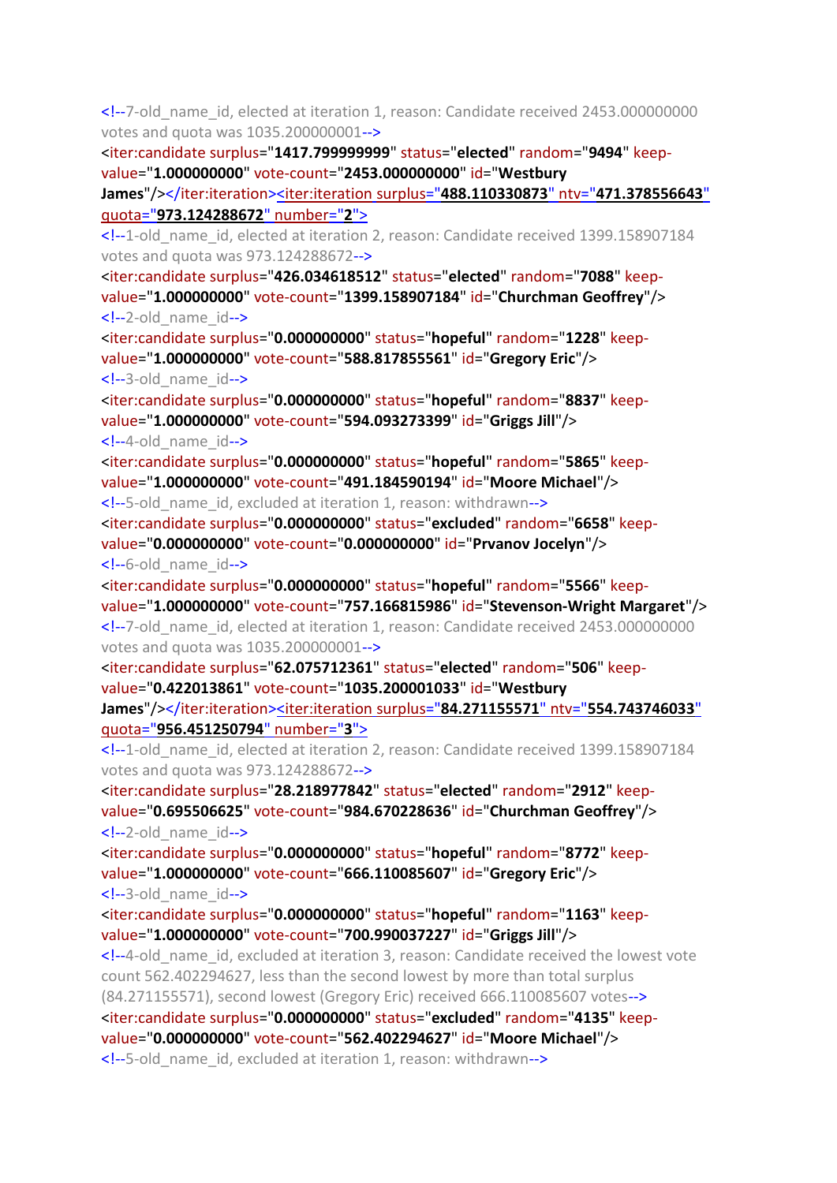```
<!--7-old_name_id, elected at iteration 1, reason: Candidate received 2453.000000000 votes and quota was 1035.200000001-->
<iter:candidate surplus="1417.799999999" status="elected" random="9494" keep-value="1.000000000" vote-count="2453.000000000" id="Westbury James"/></iter:iteration><iter:iteration surplus="488.110330873" ntv="471.378556643" quota="973.124288672" number="2">
<!--1-old_name_id, elected at iteration 2, reason: Candidate received 1399.158907184 votes and quota was 973.124288672-->
<iter:candidate surplus="426.034618512" status="elected" random="7088" keep-value="1.000000000" vote-count="1399.158907184" id="Churchman Geoffrey"/>
<!--2-old_name_id-->
<iter:candidate surplus="0.000000000" status="hopeful" random="1228" keep-value="1.000000000" vote-count="588.817855561" id="Gregory Eric"/>
<!--3-old_name_id-->
<iter:candidate surplus="0.000000000" status="hopeful" random="8837" keep-value="1.000000000" vote-count="594.093273399" id="Griggs Jill"/>
<!--4-old_name_id-->
<iter:candidate surplus="0.000000000" status="hopeful" random="5865" keep-value="1.000000000" vote-count="491.184590194" id="Moore Michael"/>
<!--5-old_name_id, excluded at iteration 1, reason: withdrawn-->
<iter:candidate surplus="0.000000000" status="excluded" random="6658" keep-value="0.000000000" vote-count="0.000000000" id="Prvanov Jocelyn"/>
<!--6-old_name_id-->
<iter:candidate surplus="0.000000000" status="hopeful" random="5566" keep-value="1.000000000" vote-count="757.166815986" id="Stevenson-Wright Margaret"/>
<!--7-old_name_id, elected at iteration 1, reason: Candidate received 2453.000000000 votes and quota was 1035.200000001-->
<iter:candidate surplus="62.075712361" status="elected" random="506" keep-value="0.422013861" vote-count="1035.200001033" id="Westbury James"/></iter:iteration><iter:iteration surplus="84.271155571" ntv="554.743746033" quota="956.451250794" number="3">
<!--1-old_name_id, elected at iteration 2, reason: Candidate received 1399.158907184 votes and quota was 973.124288672-->
<iter:candidate surplus="28.218977842" status="elected" random="2912" keep-value="0.695506625" vote-count="984.670228636" id="Churchman Geoffrey"/>
<!--2-old_name_id-->
<iter:candidate surplus="0.000000000" status="hopeful" random="8772" keep-value="1.000000000" vote-count="666.110085607" id="Gregory Eric"/>
<!--3-old_name_id-->
<iter:candidate surplus="0.000000000" status="hopeful" random="1163" keep-value="1.000000000" vote-count="700.990037227" id="Griggs Jill"/>
<!--4-old_name_id, excluded at iteration 3, reason: Candidate received the lowest vote count 562.402294627, less than the second lowest by more than total surplus (84.271155571), second lowest (Gregory Eric) received 666.110085607 votes-->
<iter:candidate surplus="0.000000000" status="excluded" random="4135" keep-value="0.000000000" vote-count="562.402294627" id="Moore Michael"/>
<!--5-old_name_id, excluded at iteration 1, reason: withdrawn-->
```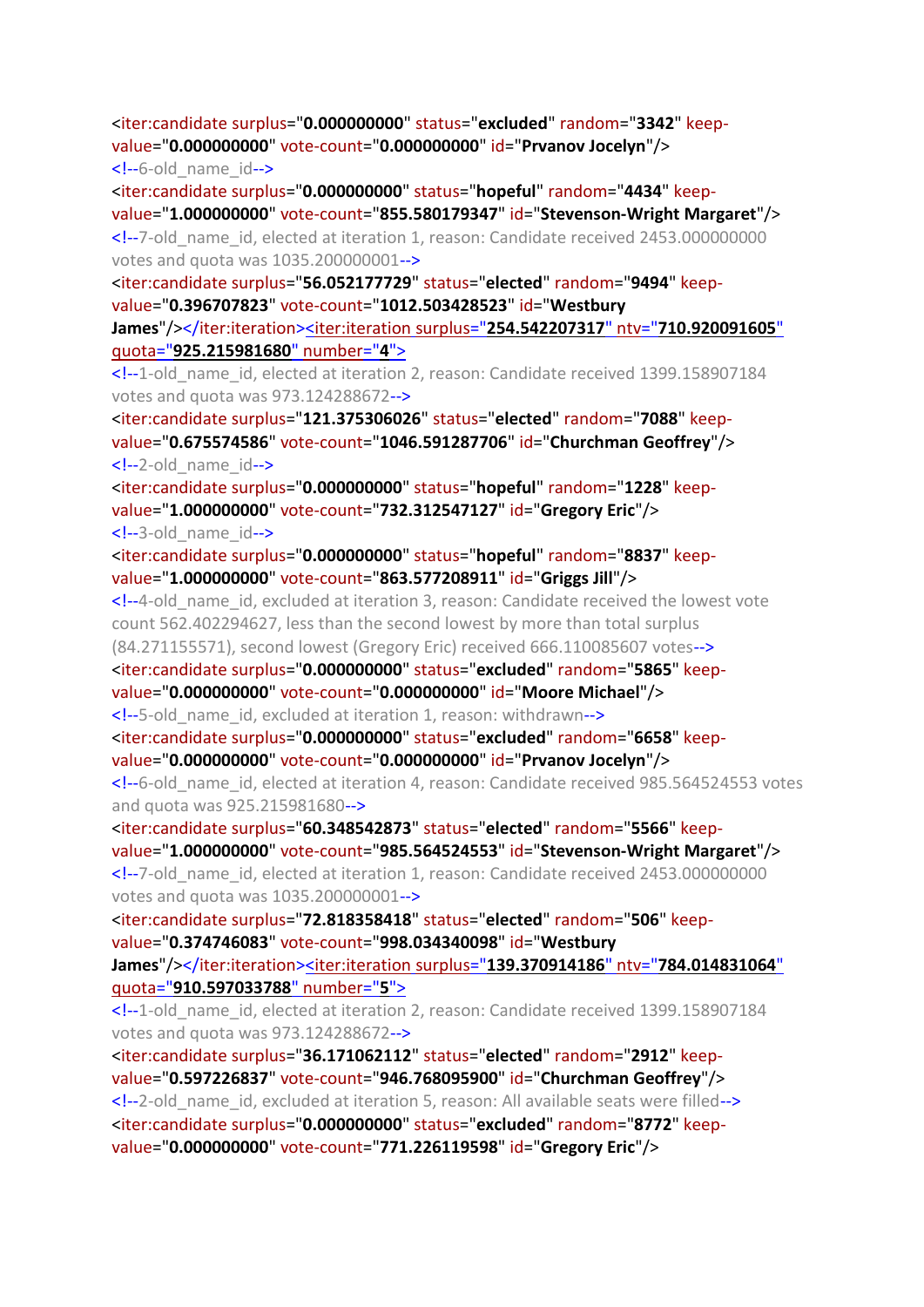```
<iter:candidate surplus="0.000000000" status="excluded" random="3342" keep-value="0.000000000" vote-count="0.000000000" id="Prvanov Jocelyn"/>
<!--6-old_name_id-->
<iter:candidate surplus="0.000000000" status="hopeful" random="4434" keep-value="1.000000000" vote-count="855.580179347" id="Stevenson-Wright Margaret"/>
<!--7-old_name_id, elected at iteration 1, reason: Candidate received 2453.000000000 votes and quota was 1035.200000001-->
<iter:candidate surplus="56.052177729" status="elected" random="9494" keep-value="0.396707823" vote-count="1012.503428523" id="Westbury James"/></iter:iteration><iter:iteration surplus="254.542207317" ntv="710.920091605" quota="925.215981680" number="4">
<!--1-old_name_id, elected at iteration 2, reason: Candidate received 1399.158907184 votes and quota was 973.124288672-->
<iter:candidate surplus="121.375306026" status="elected" random="7088" keep-value="0.675574586" vote-count="1046.591287706" id="Churchman Geoffrey"/>
<!--2-old_name_id-->
<iter:candidate surplus="0.000000000" status="hopeful" random="1228" keep-value="1.000000000" vote-count="732.312547127" id="Gregory Eric"/>
<!--3-old_name_id-->
<iter:candidate surplus="0.000000000" status="hopeful" random="8837" keep-value="1.000000000" vote-count="863.577208911" id="Griggs Jill"/>
<!--4-old_name_id, excluded at iteration 3, reason: Candidate received the lowest vote count 562.402294627, less than the second lowest by more than total surplus (84.271155571), second lowest (Gregory Eric) received 666.110085607 votes-->
<iter:candidate surplus="0.000000000" status="excluded" random="5865" keep-value="0.000000000" vote-count="0.000000000" id="Moore Michael"/>
<!--5-old_name_id, excluded at iteration 1, reason: withdrawn-->
<iter:candidate surplus="0.000000000" status="excluded" random="6658" keep-value="0.000000000" vote-count="0.000000000" id="Prvanov Jocelyn"/>
<!--6-old_name_id, elected at iteration 4, reason: Candidate received 985.564524553 votes and quota was 925.215981680-->
<iter:candidate surplus="60.348542873" status="elected" random="5566" keep-value="1.000000000" vote-count="985.564524553" id="Stevenson-Wright Margaret"/>
<!--7-old_name_id, elected at iteration 1, reason: Candidate received 2453.000000000 votes and quota was 1035.200000001-->
<iter:candidate surplus="72.818358418" status="elected" random="506" keep-value="0.374746083" vote-count="998.034340098" id="Westbury James"/></iter:iteration><iter:iteration surplus="139.370914186" ntv="784.014831064" quota="910.597033788" number="5">
<!--1-old_name_id, elected at iteration 2, reason: Candidate received 1399.158907184 votes and quota was 973.124288672-->
<iter:candidate surplus="36.171062112" status="elected" random="2912" keep-value="0.597226837" vote-count="946.768095900" id="Churchman Geoffrey"/>
<!--2-old_name_id, excluded at iteration 5, reason: All available seats were filled-->
<iter:candidate surplus="0.000000000" status="excluded" random="8772" keep-value="0.000000000" vote-count="771.226119598" id="Gregory Eric"/>
```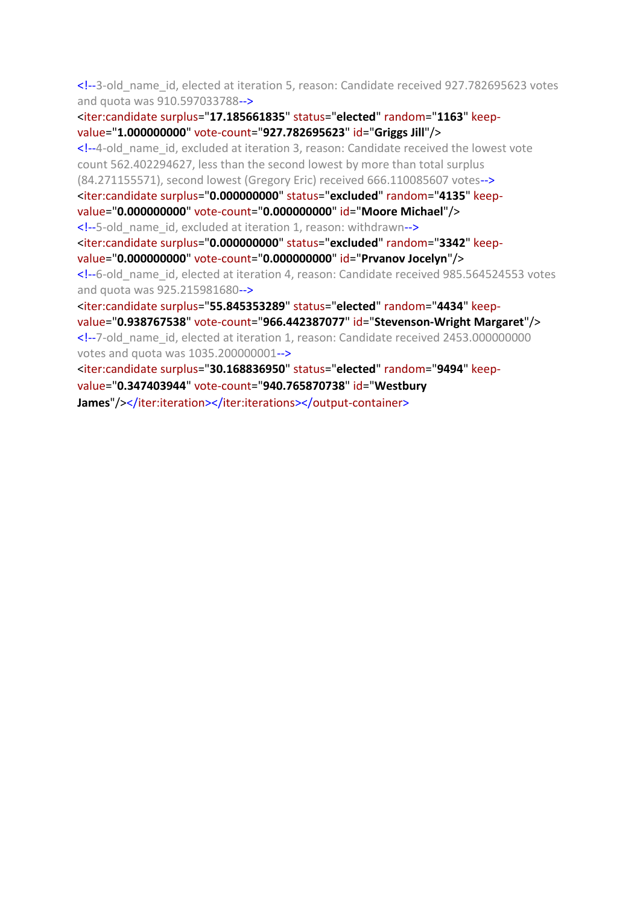```
<!--3-old_name_id, elected at iteration 5, reason: Candidate received 927.782695623 votes and quota was 910.597033788-->
<iter:candidate surplus="17.185661835" status="elected" random="1163" keep-value="1.000000000" vote-count="927.782695623" id="Griggs Jill"/>
<!--4-old_name_id, excluded at iteration 3, reason: Candidate received the lowest vote count 562.402294627, less than the second lowest by more than total surplus (84.271155571), second lowest (Gregory Eric) received 666.110085607 votes-->
<iter:candidate surplus="0.000000000" status="excluded" random="4135" keep-value="0.000000000" vote-count="0.000000000" id="Moore Michael"/>
<!--5-old_name_id, excluded at iteration 1, reason: withdrawn-->
<iter:candidate surplus="0.000000000" status="excluded" random="3342" keep-value="0.000000000" vote-count="0.000000000" id="Prvanov Jocelyn"/>
<!--6-old_name_id, elected at iteration 4, reason: Candidate received 985.564524553 votes and quota was 925.215981680-->
<iter:candidate surplus="55.845353289" status="elected" random="4434" keep-value="0.938767538" vote-count="966.442387077" id="Stevenson-Wright Margaret"/>
<!--7-old_name_id, elected at iteration 1, reason: Candidate received 2453.000000000 votes and quota was 1035.200000001-->
<iter:candidate surplus="30.168836950" status="elected" random="9494" keep-value="0.347403944" vote-count="940.765870738" id="Westbury James"/></iter:iteration></iter:iterations></output-container>
```